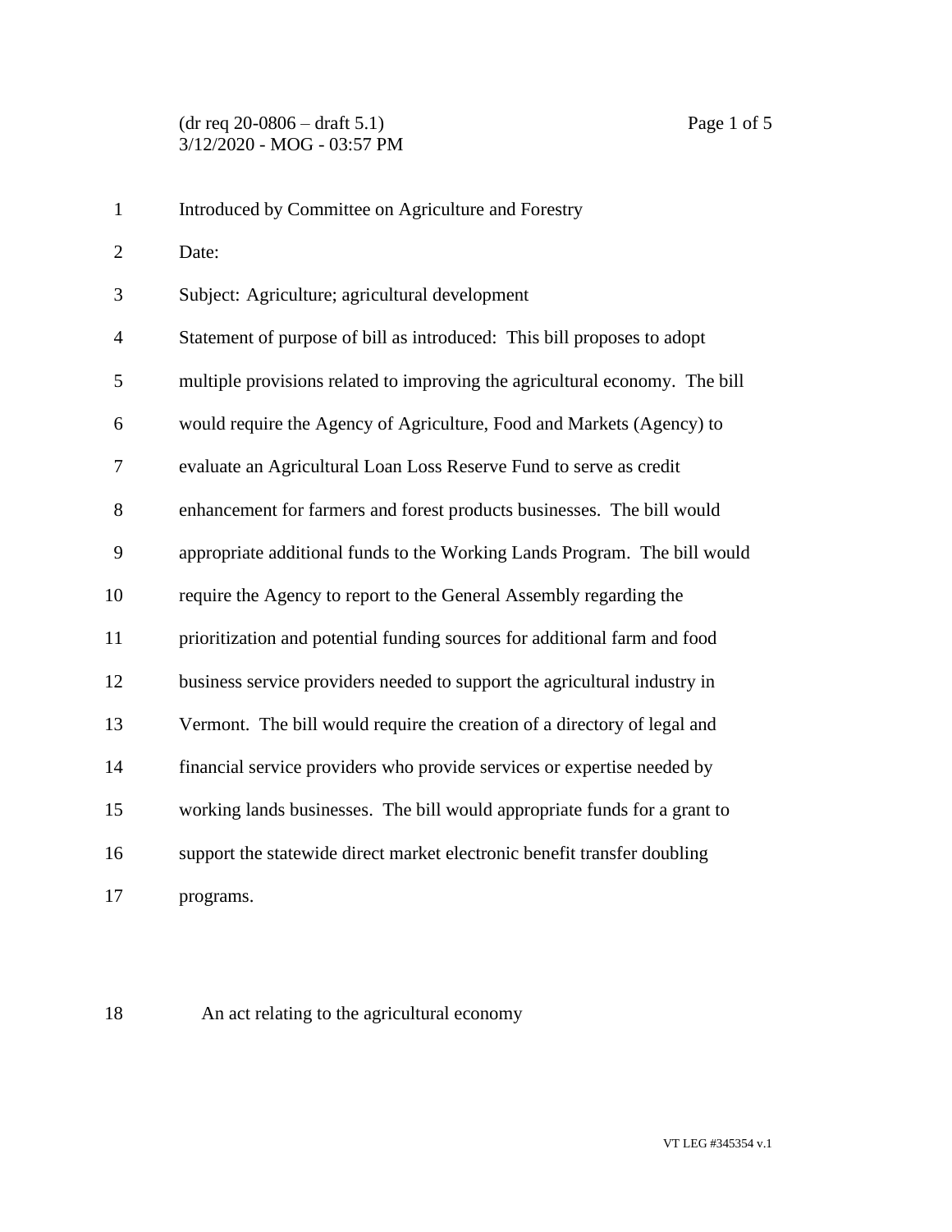Introduced by Committee on Agriculture and Forestry

Date:

Subject: Agriculture; agricultural development

Statement of purpose of bill as introduced: This bill proposes to adopt multiple provisions related to improving the agricultural economy. The bill would require the Agency of Agriculture, Food and Markets (Agency) to evaluate an Agricultural Loan Loss Reserve Fund to serve as credit enhancement for farmers and forest products businesses. The bill would appropriate additional funds to the Working Lands Program. The bill would require the Agency to report to the General Assembly regarding the prioritization and potential funding sources for additional farm and food business service providers needed to support the agricultural industry in Vermont. The bill would require the creation of a directory of legal and financial service providers who provide services or expertise needed by working lands businesses. The bill would appropriate funds for a grant to support the statewide direct market electronic benefit transfer doubling programs.

An act relating to the agricultural economy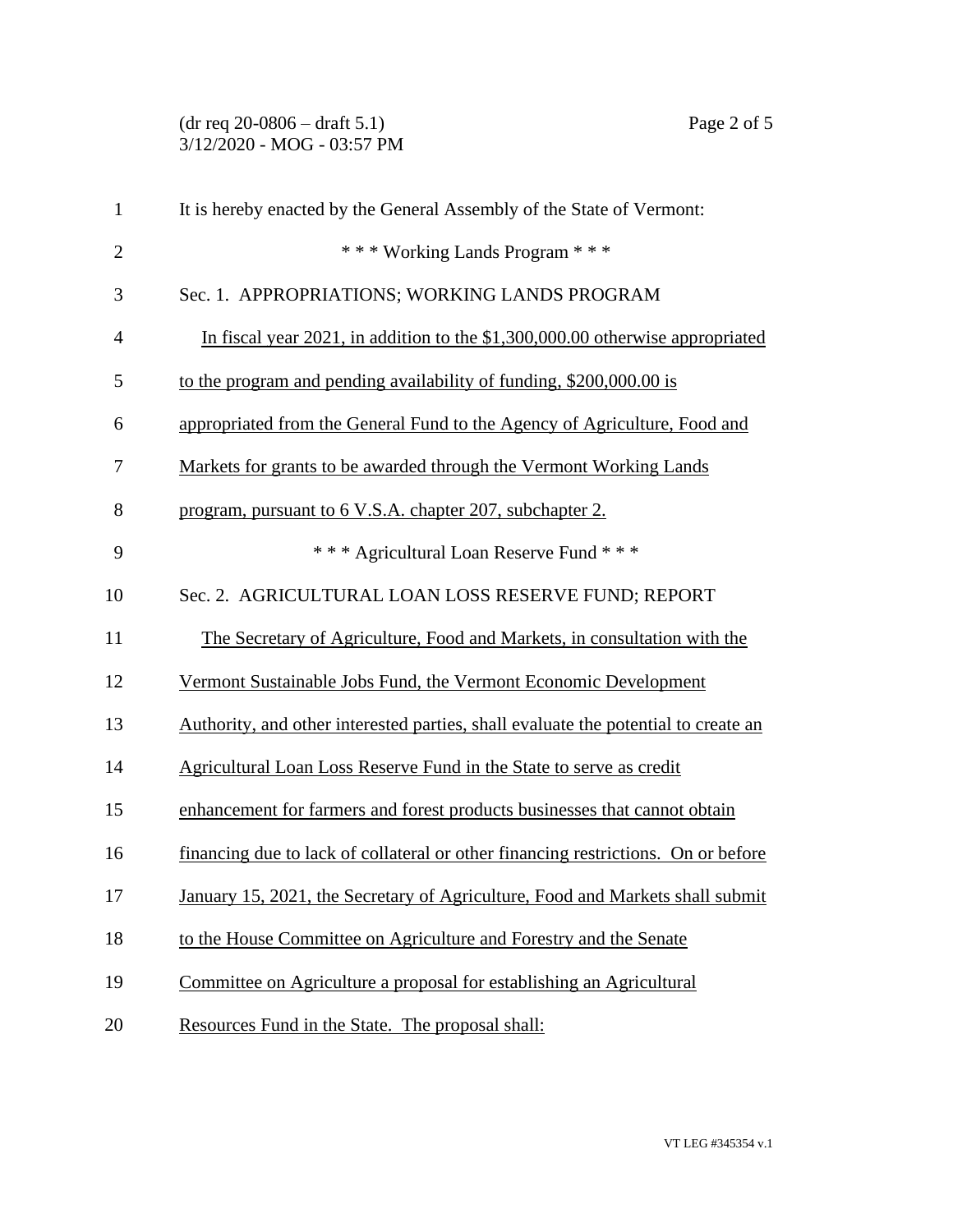It is hereby enacted by the General Assembly of the State of Vermont:

\* \* \* Working Lands Program \* \* \*

Sec. 1. APPROPRIATIONS; WORKING LANDS PROGRAM

In fiscal year 2021, in addition to the $1,300,000.00 otherwise appropriated to the program and pending availability of funding, $200,000.00 is appropriated from the General Fund to the Agency of Agriculture, Food and Markets for grants to be awarded through the Vermont Working Lands program, pursuant to 6 V.S.A. chapter 207, subchapter 2.

\* \* \* Agricultural Loan Reserve Fund \* \* \*

Sec. 2. AGRICULTURAL LOAN LOSS RESERVE FUND; REPORT

The Secretary of Agriculture, Food and Markets, in consultation with the Vermont Sustainable Jobs Fund, the Vermont Economic Development Authority, and other interested parties, shall evaluate the potential to create an Agricultural Loan Loss Reserve Fund in the State to serve as credit enhancement for farmers and forest products businesses that cannot obtain financing due to lack of collateral or other financing restrictions. On or before January 15, 2021, the Secretary of Agriculture, Food and Markets shall submit to the House Committee on Agriculture and Forestry and the Senate Committee on Agriculture a proposal for establishing an Agricultural Resources Fund in the State. The proposal shall: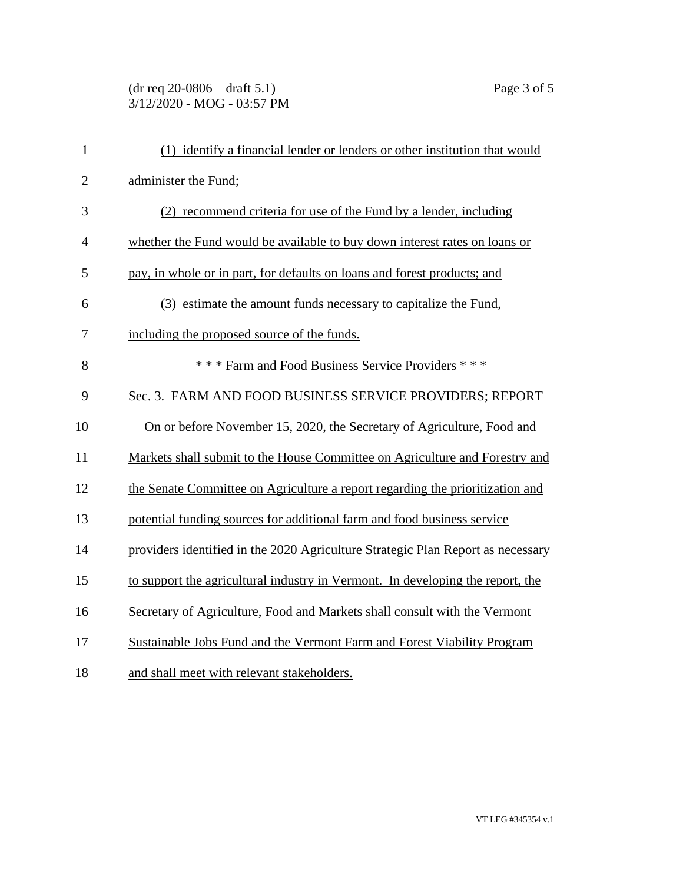(1) identify a financial lender or lenders or other institution that would administer the Fund;

(2) recommend criteria for use of the Fund by a lender, including whether the Fund would be available to buy down interest rates on loans or pay, in whole or in part, for defaults on loans and forest products; and

(3) estimate the amount funds necessary to capitalize the Fund, including the proposed source of the funds.

\* \* \* Farm and Food Business Service Providers \* \* \*

Sec. 3. FARM AND FOOD BUSINESS SERVICE PROVIDERS; REPORT

On or before November 15, 2020, the Secretary of Agriculture, Food and Markets shall submit to the House Committee on Agriculture and Forestry and the Senate Committee on Agriculture a report regarding the prioritization and potential funding sources for additional farm and food business service providers identified in the 2020 Agriculture Strategic Plan Report as necessary to support the agricultural industry in Vermont. In developing the report, the Secretary of Agriculture, Food and Markets shall consult with the Vermont Sustainable Jobs Fund and the Vermont Farm and Forest Viability Program and shall meet with relevant stakeholders.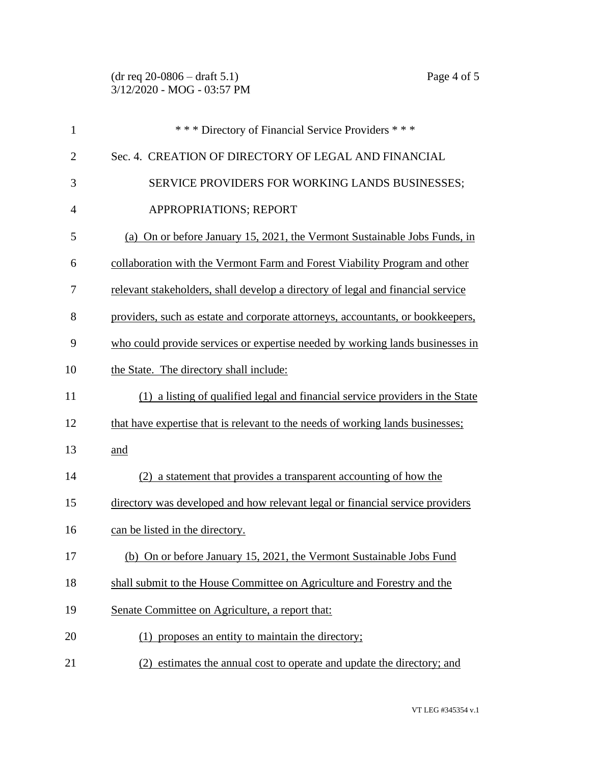\* \* \* Directory of Financial Service Providers \* \* \*

Sec. 4. CREATION OF DIRECTORY OF LEGAL AND FINANCIAL SERVICE PROVIDERS FOR WORKING LANDS BUSINESSES; APPROPRIATIONS; REPORT

(a) On or before January 15, 2021, the Vermont Sustainable Jobs Funds, in collaboration with the Vermont Farm and Forest Viability Program and other relevant stakeholders, shall develop a directory of legal and financial service providers, such as estate and corporate attorneys, accountants, or bookkeepers, who could provide services or expertise needed by working lands businesses in the State. The directory shall include:

(1) a listing of qualified legal and financial service providers in the State that have expertise that is relevant to the needs of working lands businesses; and

(2) a statement that provides a transparent accounting of how the directory was developed and how relevant legal or financial service providers can be listed in the directory.

(b) On or before January 15, 2021, the Vermont Sustainable Jobs Fund shall submit to the House Committee on Agriculture and Forestry and the Senate Committee on Agriculture, a report that:

(1) proposes an entity to maintain the directory;

(2) estimates the annual cost to operate and update the directory; and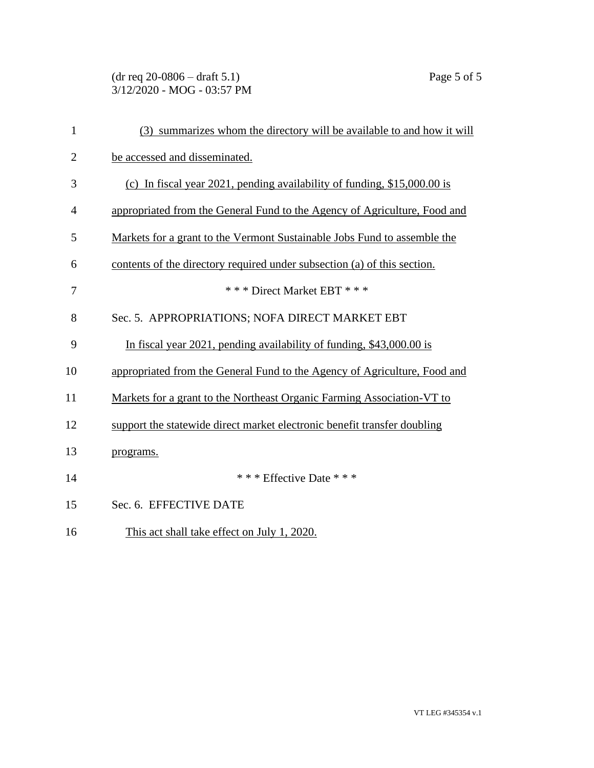(3) summarizes whom the directory will be available to and how it will be accessed and disseminated.

(c) In fiscal year 2021, pending availability of funding, $15,000.00 is appropriated from the General Fund to the Agency of Agriculture, Food and Markets for a grant to the Vermont Sustainable Jobs Fund to assemble the contents of the directory required under subsection (a) of this section.

\* \* \* Direct Market EBT \* \* \*

Sec. 5. APPROPRIATIONS; NOFA DIRECT MARKET EBT

In fiscal year 2021, pending availability of funding, $43,000.00 is appropriated from the General Fund to the Agency of Agriculture, Food and Markets for a grant to the Northeast Organic Farming Association-VT to support the statewide direct market electronic benefit transfer doubling programs.

\* \* \* Effective Date \* \* \*

Sec. 6. EFFECTIVE DATE

This act shall take effect on July 1, 2020.